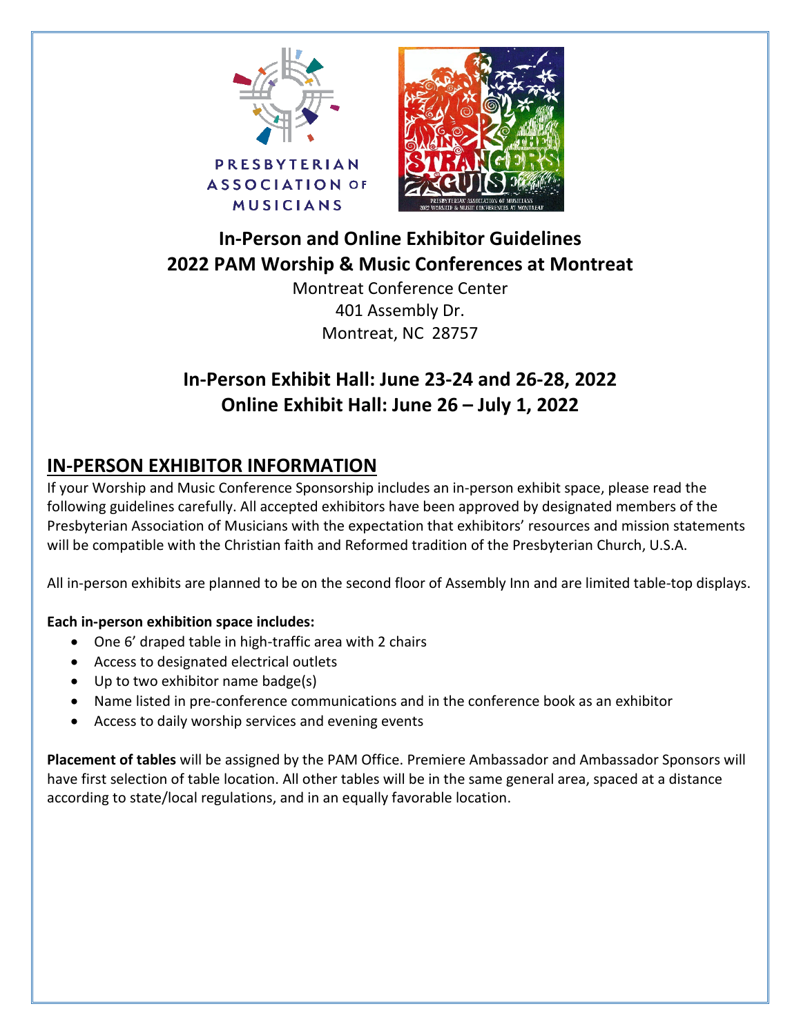PRESBYTERIAN ASSOCIATION OF MUSICIANS

# In-Person and Online Exhibitor Guidelines
# 2022 PAM Worship & Music Conferences at Montreat

Montreat Conference Center
401 Assembly Dr.
Montreat, NC 28757

## In-Person Exhibit Hall: June 23-24 and 26-28, 2022
## Online Exhibit Hall: June 26 – July 1, 2022

## IN-PERSON EXHIBITOR INFORMATION

If your Worship and Music Conference Sponsorship includes an in-person exhibit space, please read the following guidelines carefully. All accepted exhibitors have been approved by designated members of the Presbyterian Association of Musicians with the expectation that exhibitors' resources and mission statements will be compatible with the Christian faith and Reformed tradition of the Presbyterian Church, U.S.A.

All in-person exhibits are planned to be on the second floor of Assembly Inn and are limited table-top displays.

**Each in-person exhibition space includes:**

- One 6' draped table in high-traffic area with 2 chairs
- Access to designated electrical outlets
- Up to two exhibitor name badge(s)
- Name listed in pre-conference communications and in the conference book as an exhibitor
- Access to daily worship services and evening events

**Placement of tables** will be assigned by the PAM Office. Premiere Ambassador and Ambassador Sponsors will have first selection of table location. All other tables will be in the same general area, spaced at a distance according to state/local regulations, and in an equally favorable location.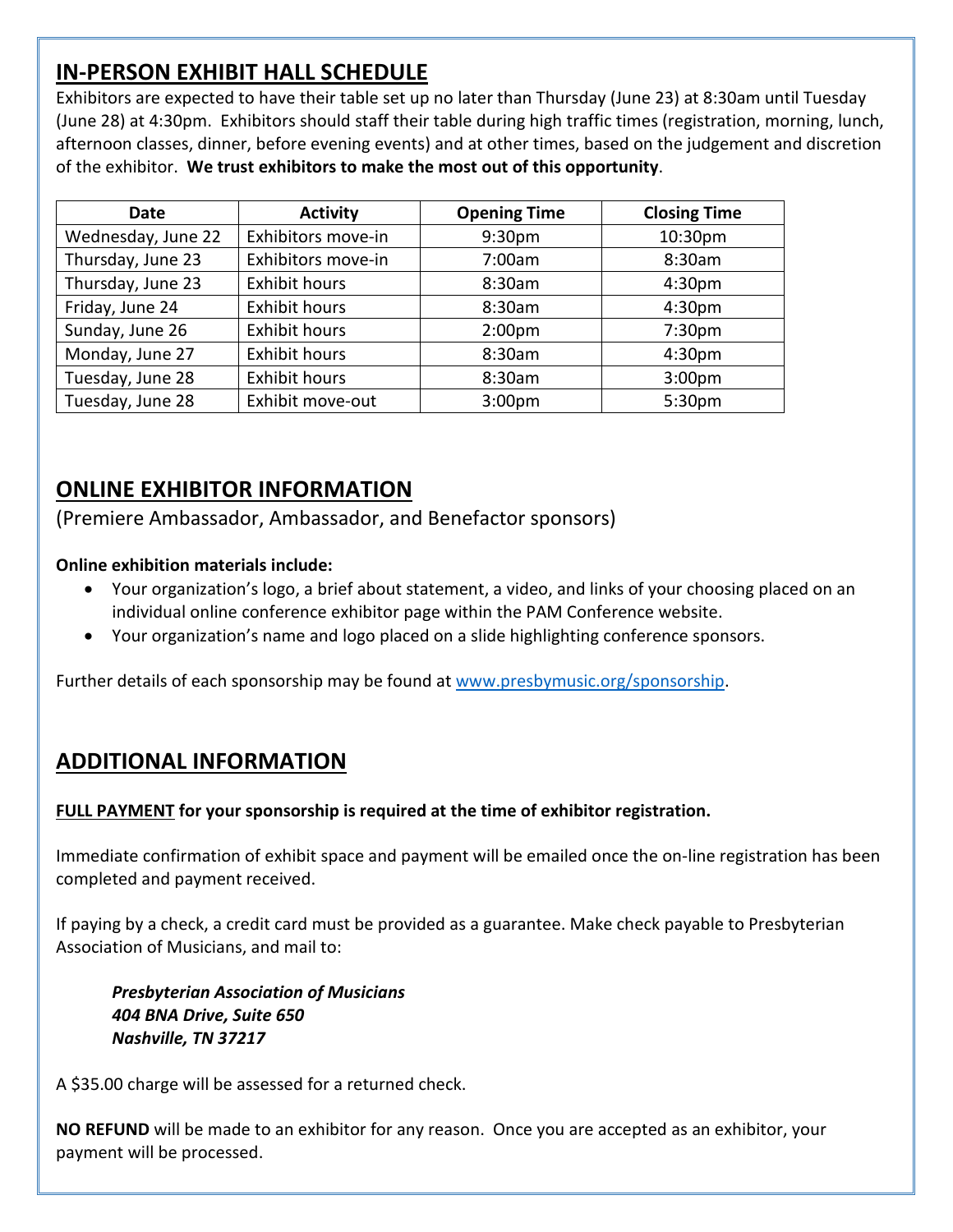## IN-PERSON EXHIBIT HALL SCHEDULE

Exhibitors are expected to have their table set up no later than Thursday (June 23) at 8:30am until Tuesday (June 28) at 4:30pm. Exhibitors should staff their table during high traffic times (registration, morning, lunch, afternoon classes, dinner, before evening events) and at other times, based on the judgement and discretion of the exhibitor. **We trust exhibitors to make the most out of this opportunity**.

| Date | Activity | Opening Time | Closing Time |
|---|---|---|---|
| Wednesday, June 22 | Exhibitors move-in | 9:30pm | 10:30pm |
| Thursday, June 23 | Exhibitors move-in | 7:00am | 8:30am |
| Thursday, June 23 | Exhibit hours | 8:30am | 4:30pm |
| Friday, June 24 | Exhibit hours | 8:30am | 4:30pm |
| Sunday, June 26 | Exhibit hours | 2:00pm | 7:30pm |
| Monday, June 27 | Exhibit hours | 8:30am | 4:30pm |
| Tuesday, June 28 | Exhibit hours | 8:30am | 3:00pm |
| Tuesday, June 28 | Exhibit move-out | 3:00pm | 5:30pm |

## ONLINE EXHIBITOR INFORMATION

(Premiere Ambassador, Ambassador, and Benefactor sponsors)

**Online exhibition materials include:**

- Your organization's logo, a brief about statement, a video, and links of your choosing placed on an individual online conference exhibitor page within the PAM Conference website.
- Your organization's name and logo placed on a slide highlighting conference sponsors.

Further details of each sponsorship may be found at www.presbymusic.org/sponsorship.

## ADDITIONAL INFORMATION

**FULL PAYMENT for your sponsorship is required at the time of exhibitor registration.**

Immediate confirmation of exhibit space and payment will be emailed once the on-line registration has been completed and payment received.

If paying by a check, a credit card must be provided as a guarantee. Make check payable to Presbyterian Association of Musicians, and mail to:

***Presbyterian Association of Musicians***
***404 BNA Drive, Suite 650***
***Nashville, TN 37217***

A $35.00 charge will be assessed for a returned check.

**NO REFUND** will be made to an exhibitor for any reason. Once you are accepted as an exhibitor, your payment will be processed.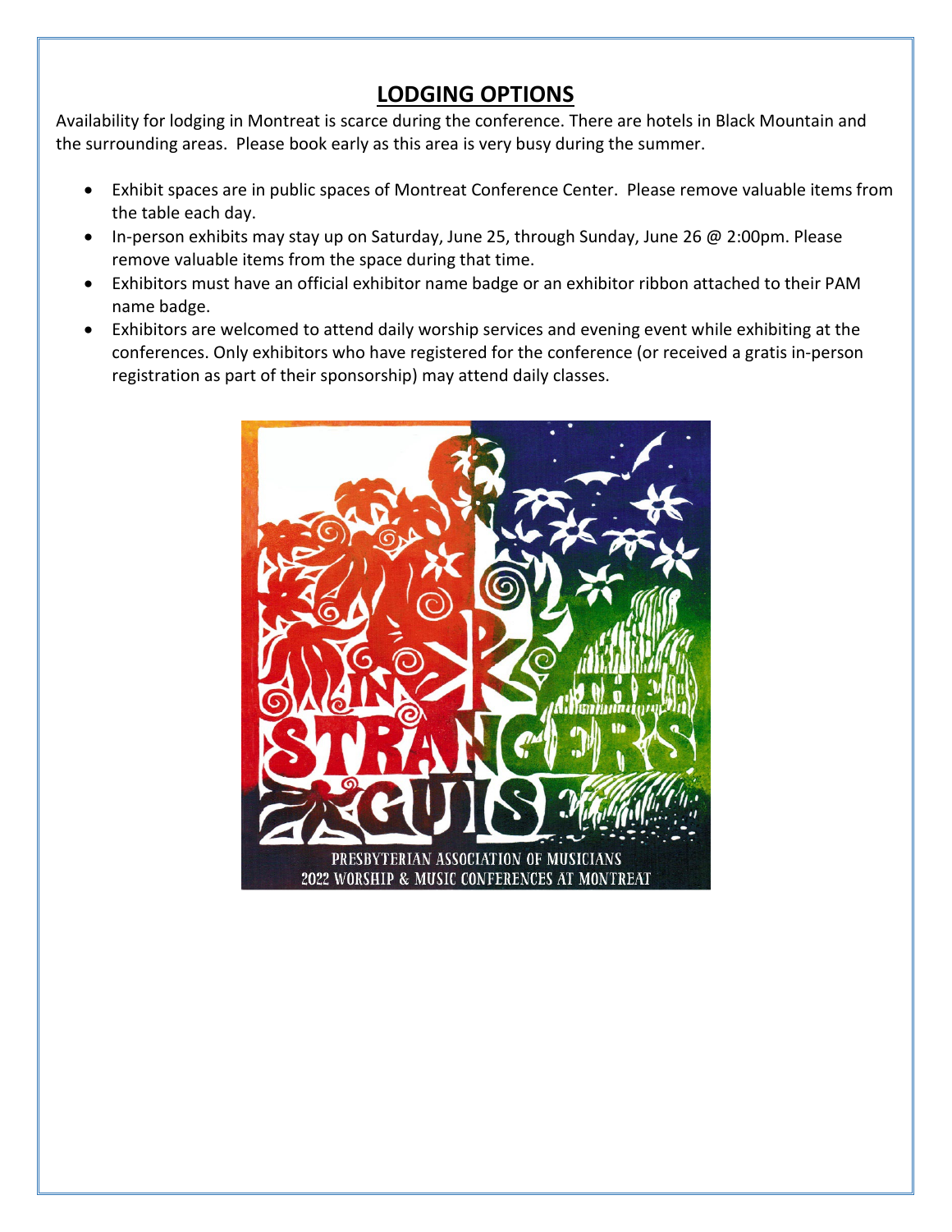## LODGING OPTIONS

Availability for lodging in Montreat is scarce during the conference. There are hotels in Black Mountain and the surrounding areas. Please book early as this area is very busy during the summer.

- Exhibit spaces are in public spaces of Montreat Conference Center. Please remove valuable items from the table each day.
- In-person exhibits may stay up on Saturday, June 25, through Sunday, June 26 @ 2:00pm. Please remove valuable items from the space during that time.
- Exhibitors must have an official exhibitor name badge or an exhibitor ribbon attached to their PAM name badge.
- Exhibitors are welcomed to attend daily worship services and evening event while exhibiting at the conferences. Only exhibitors who have registered for the conference (or received a gratis in-person registration as part of their sponsorship) may attend daily classes.